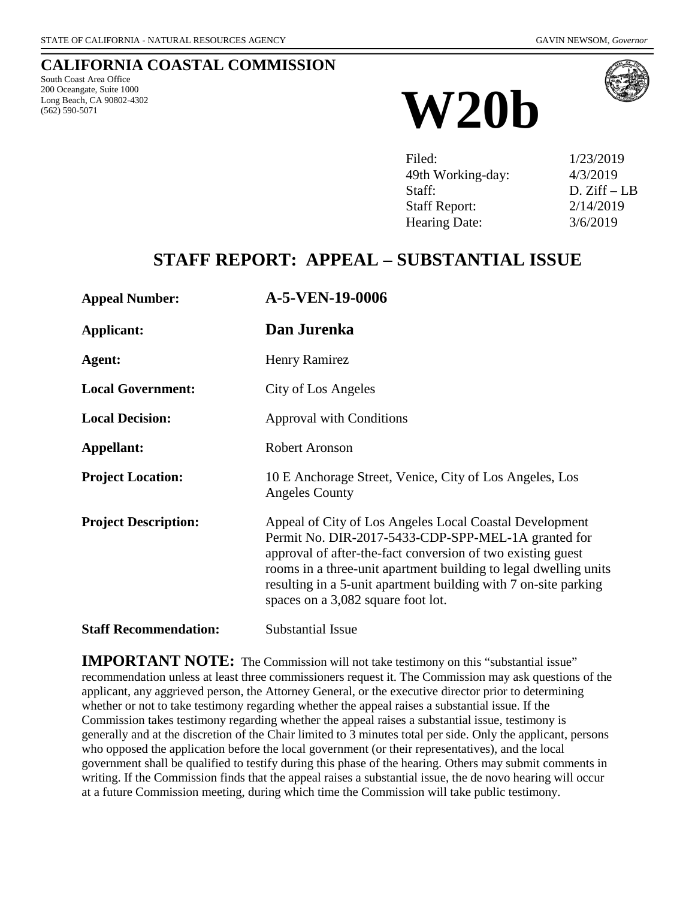STATE OF CALIFORNIA - NATURAL RESOURCES AGENCY GAVIN NEWSOM, *Governor*

# CALIFORNIA COASTAL COMMISSION

South Coast Area Office
200 Oceangate, Suite 1000
Long Beach, CA 90802-4302
(562) 590-5071

# W20b

| | |
|---|---|
| Filed: | 1/23/2019 |
| 49th Working-day: | 4/3/2019 |
| Staff: | D. Ziff – LB |
| Staff Report: | 2/14/2019 |
| Hearing Date: | 3/6/2019 |

## STAFF REPORT: APPEAL – SUBSTANTIAL ISSUE

| | |
|---|---|
| **Appeal Number:** | **A-5-VEN-19-0006** |
| **Applicant:** | **Dan Jurenka** |
| **Agent:** | Henry Ramirez |
| **Local Government:** | City of Los Angeles |
| **Local Decision:** | Approval with Conditions |
| **Appellant:** | Robert Aronson |
| **Project Location:** | 10 E Anchorage Street, Venice, City of Los Angeles, Los Angeles County |
| **Project Description:** | Appeal of City of Los Angeles Local Coastal Development Permit No. DIR-2017-5433-CDP-SPP-MEL-1A granted for approval of after-the-fact conversion of two existing guest rooms in a three-unit apartment building to legal dwelling units resulting in a 5-unit apartment building with 7 on-site parking spaces on a 3,082 square foot lot. |
| **Staff Recommendation:** | Substantial Issue |

**IMPORTANT NOTE:** The Commission will not take testimony on this "substantial issue" recommendation unless at least three commissioners request it. The Commission may ask questions of the applicant, any aggrieved person, the Attorney General, or the executive director prior to determining whether or not to take testimony regarding whether the appeal raises a substantial issue. If the Commission takes testimony regarding whether the appeal raises a substantial issue, testimony is generally and at the discretion of the Chair limited to 3 minutes total per side. Only the applicant, persons who opposed the application before the local government (or their representatives), and the local government shall be qualified to testify during this phase of the hearing. Others may submit comments in writing. If the Commission finds that the appeal raises a substantial issue, the de novo hearing will occur at a future Commission meeting, during which time the Commission will take public testimony.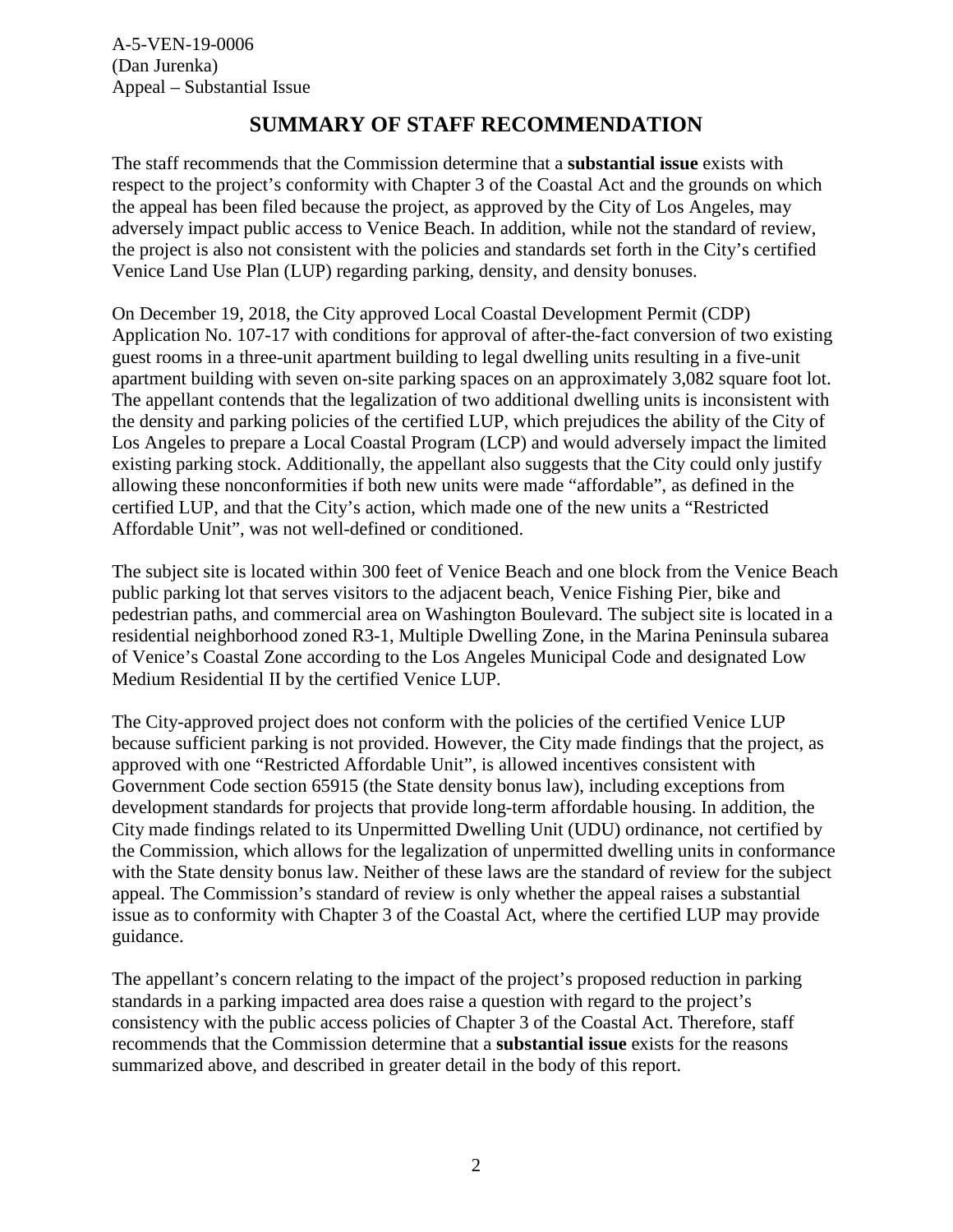## SUMMARY OF STAFF RECOMMENDATION

The staff recommends that the Commission determine that a **substantial issue** exists with respect to the project's conformity with Chapter 3 of the Coastal Act and the grounds on which the appeal has been filed because the project, as approved by the City of Los Angeles, may adversely impact public access to Venice Beach. In addition, while not the standard of review, the project is also not consistent with the policies and standards set forth in the City's certified Venice Land Use Plan (LUP) regarding parking, density, and density bonuses.

On December 19, 2018, the City approved Local Coastal Development Permit (CDP) Application No. 107-17 with conditions for approval of after-the-fact conversion of two existing guest rooms in a three-unit apartment building to legal dwelling units resulting in a five-unit apartment building with seven on-site parking spaces on an approximately 3,082 square foot lot. The appellant contends that the legalization of two additional dwelling units is inconsistent with the density and parking policies of the certified LUP, which prejudices the ability of the City of Los Angeles to prepare a Local Coastal Program (LCP) and would adversely impact the limited existing parking stock. Additionally, the appellant also suggests that the City could only justify allowing these nonconformities if both new units were made "affordable", as defined in the certified LUP, and that the City's action, which made one of the new units a "Restricted Affordable Unit", was not well-defined or conditioned.

The subject site is located within 300 feet of Venice Beach and one block from the Venice Beach public parking lot that serves visitors to the adjacent beach, Venice Fishing Pier, bike and pedestrian paths, and commercial area on Washington Boulevard. The subject site is located in a residential neighborhood zoned R3-1, Multiple Dwelling Zone, in the Marina Peninsula subarea of Venice's Coastal Zone according to the Los Angeles Municipal Code and designated Low Medium Residential II by the certified Venice LUP.

The City-approved project does not conform with the policies of the certified Venice LUP because sufficient parking is not provided. However, the City made findings that the project, as approved with one "Restricted Affordable Unit", is allowed incentives consistent with Government Code section 65915 (the State density bonus law), including exceptions from development standards for projects that provide long-term affordable housing. In addition, the City made findings related to its Unpermitted Dwelling Unit (UDU) ordinance, not certified by the Commission, which allows for the legalization of unpermitted dwelling units in conformance with the State density bonus law. Neither of these laws are the standard of review for the subject appeal. The Commission's standard of review is only whether the appeal raises a substantial issue as to conformity with Chapter 3 of the Coastal Act, where the certified LUP may provide guidance.

The appellant's concern relating to the impact of the project's proposed reduction in parking standards in a parking impacted area does raise a question with regard to the project's consistency with the public access policies of Chapter 3 of the Coastal Act. Therefore, staff recommends that the Commission determine that a **substantial issue** exists for the reasons summarized above, and described in greater detail in the body of this report.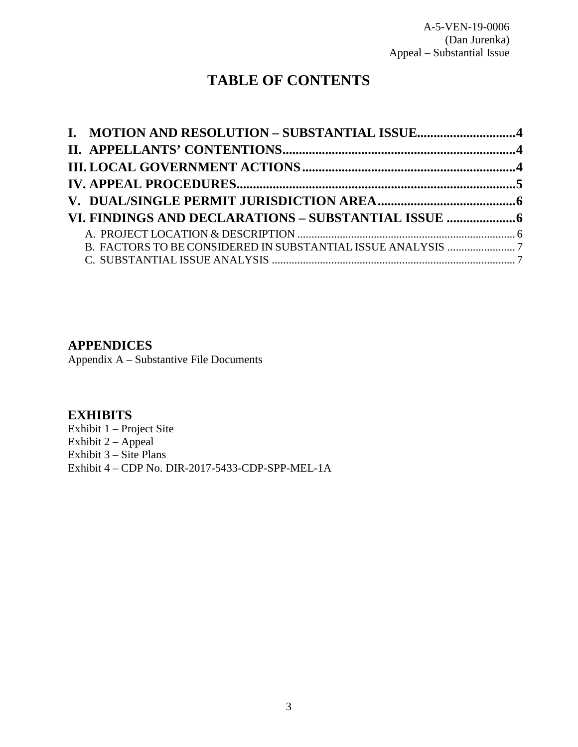# TABLE OF CONTENTS

**I. MOTION AND RESOLUTION – SUBSTANTIAL ISSUE..............................4**

**II. APPELLANTS' CONTENTIONS.......................................................................4**

**III. LOCAL GOVERNMENT ACTIONS.................................................................4**

**IV. APPEAL PROCEDURES.....................................................................................5**

**V. DUAL/SINGLE PERMIT JURISDICTION AREA..........................................6**

**VI. FINDINGS AND DECLARATIONS – SUBSTANTIAL ISSUE .....................6**

A. PROJECT LOCATION & DESCRIPTION ............................................................................. 6

B. FACTORS TO BE CONSIDERED IN SUBSTANTIAL ISSUE ANALYSIS ........................ 7

C. SUBSTANTIAL ISSUE ANALYSIS ...................................................................................... 7

## APPENDICES

Appendix A – Substantive File Documents

## EXHIBITS

Exhibit 1 – Project Site
Exhibit 2 – Appeal
Exhibit 3 – Site Plans
Exhibit 4 – CDP No. DIR-2017-5433-CDP-SPP-MEL-1A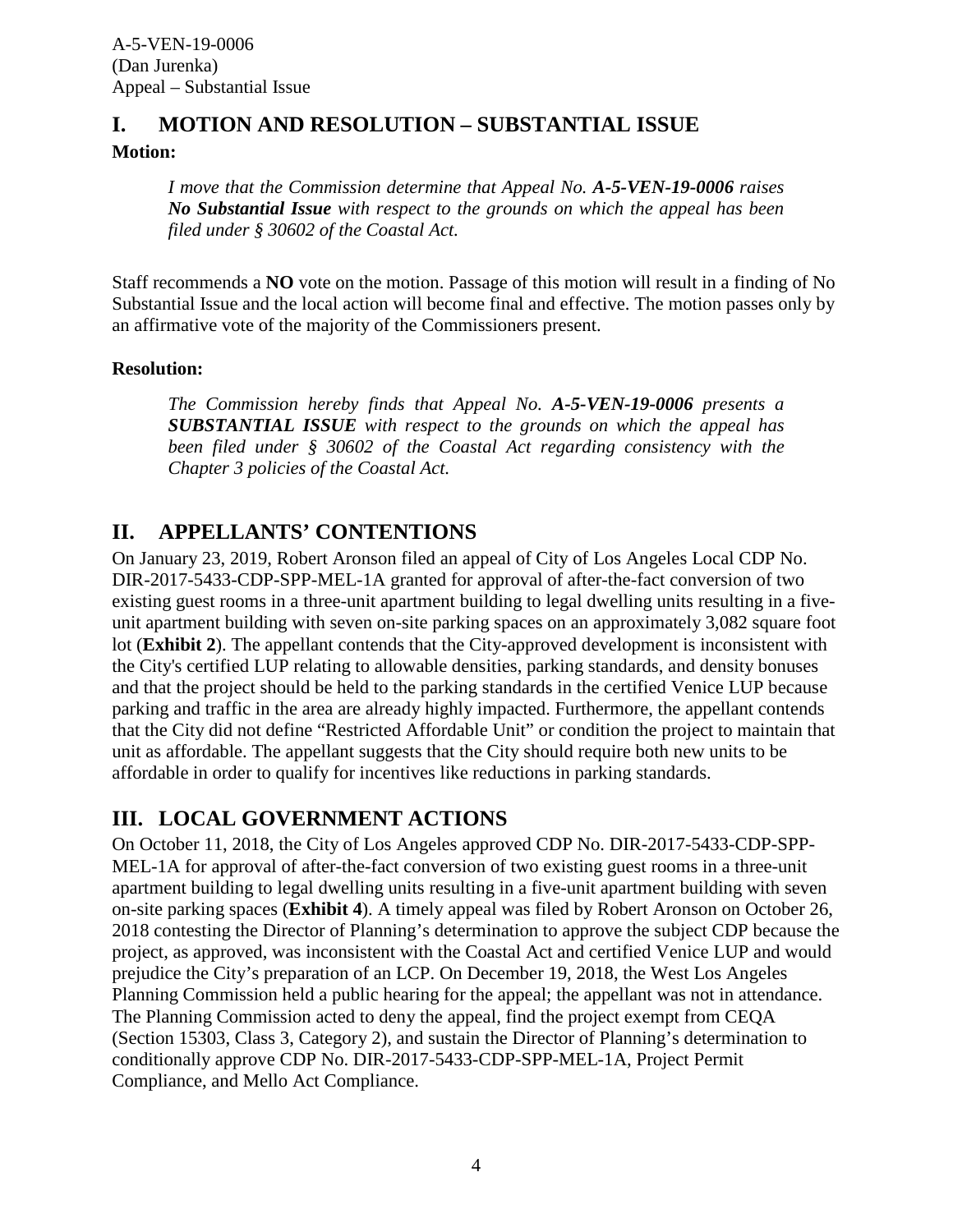## I. MOTION AND RESOLUTION – SUBSTANTIAL ISSUE

**Motion:**

> *I move that the Commission determine that Appeal No. **A-5-VEN-19-0006** raises **No Substantial Issue** with respect to the grounds on which the appeal has been filed under § 30602 of the Coastal Act.*

Staff recommends a **NO** vote on the motion. Passage of this motion will result in a finding of No Substantial Issue and the local action will become final and effective. The motion passes only by an affirmative vote of the majority of the Commissioners present.

**Resolution:**

> *The Commission hereby finds that Appeal No. **A-5-VEN-19-0006** presents a **SUBSTANTIAL ISSUE** with respect to the grounds on which the appeal has been filed under § 30602 of the Coastal Act regarding consistency with the Chapter 3 policies of the Coastal Act.*

## II. APPELLANTS' CONTENTIONS

On January 23, 2019, Robert Aronson filed an appeal of City of Los Angeles Local CDP No. DIR-2017-5433-CDP-SPP-MEL-1A granted for approval of after-the-fact conversion of two existing guest rooms in a three-unit apartment building to legal dwelling units resulting in a five-unit apartment building with seven on-site parking spaces on an approximately 3,082 square foot lot (**Exhibit 2**). The appellant contends that the City-approved development is inconsistent with the City's certified LUP relating to allowable densities, parking standards, and density bonuses and that the project should be held to the parking standards in the certified Venice LUP because parking and traffic in the area are already highly impacted. Furthermore, the appellant contends that the City did not define "Restricted Affordable Unit" or condition the project to maintain that unit as affordable. The appellant suggests that the City should require both new units to be affordable in order to qualify for incentives like reductions in parking standards.

## III. LOCAL GOVERNMENT ACTIONS

On October 11, 2018, the City of Los Angeles approved CDP No. DIR-2017-5433-CDP-SPP-MEL-1A for approval of after-the-fact conversion of two existing guest rooms in a three-unit apartment building to legal dwelling units resulting in a five-unit apartment building with seven on-site parking spaces (**Exhibit 4**). A timely appeal was filed by Robert Aronson on October 26, 2018 contesting the Director of Planning's determination to approve the subject CDP because the project, as approved, was inconsistent with the Coastal Act and certified Venice LUP and would prejudice the City's preparation of an LCP. On December 19, 2018, the West Los Angeles Planning Commission held a public hearing for the appeal; the appellant was not in attendance. The Planning Commission acted to deny the appeal, find the project exempt from CEQA (Section 15303, Class 3, Category 2), and sustain the Director of Planning's determination to conditionally approve CDP No. DIR-2017-5433-CDP-SPP-MEL-1A, Project Permit Compliance, and Mello Act Compliance.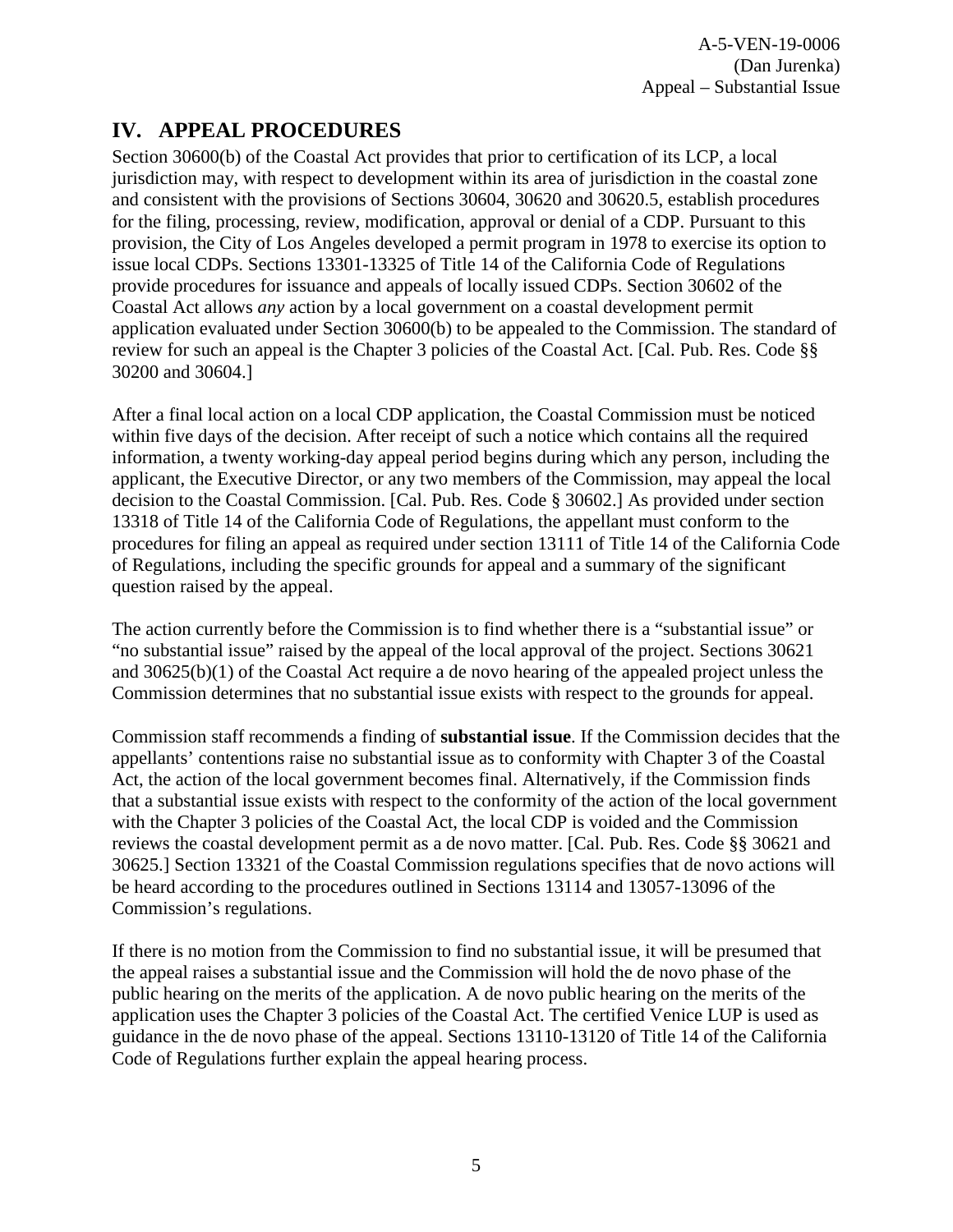## IV. APPEAL PROCEDURES

Section 30600(b) of the Coastal Act provides that prior to certification of its LCP, a local jurisdiction may, with respect to development within its area of jurisdiction in the coastal zone and consistent with the provisions of Sections 30604, 30620 and 30620.5, establish procedures for the filing, processing, review, modification, approval or denial of a CDP. Pursuant to this provision, the City of Los Angeles developed a permit program in 1978 to exercise its option to issue local CDPs. Sections 13301-13325 of Title 14 of the California Code of Regulations provide procedures for issuance and appeals of locally issued CDPs. Section 30602 of the Coastal Act allows *any* action by a local government on a coastal development permit application evaluated under Section 30600(b) to be appealed to the Commission. The standard of review for such an appeal is the Chapter 3 policies of the Coastal Act. [Cal. Pub. Res. Code §§ 30200 and 30604.]

After a final local action on a local CDP application, the Coastal Commission must be noticed within five days of the decision. After receipt of such a notice which contains all the required information, a twenty working-day appeal period begins during which any person, including the applicant, the Executive Director, or any two members of the Commission, may appeal the local decision to the Coastal Commission. [Cal. Pub. Res. Code § 30602.] As provided under section 13318 of Title 14 of the California Code of Regulations, the appellant must conform to the procedures for filing an appeal as required under section 13111 of Title 14 of the California Code of Regulations, including the specific grounds for appeal and a summary of the significant question raised by the appeal.

The action currently before the Commission is to find whether there is a "substantial issue" or "no substantial issue" raised by the appeal of the local approval of the project. Sections 30621 and 30625(b)(1) of the Coastal Act require a de novo hearing of the appealed project unless the Commission determines that no substantial issue exists with respect to the grounds for appeal.

Commission staff recommends a finding of **substantial issue**. If the Commission decides that the appellants' contentions raise no substantial issue as to conformity with Chapter 3 of the Coastal Act, the action of the local government becomes final. Alternatively, if the Commission finds that a substantial issue exists with respect to the conformity of the action of the local government with the Chapter 3 policies of the Coastal Act, the local CDP is voided and the Commission reviews the coastal development permit as a de novo matter. [Cal. Pub. Res. Code §§ 30621 and 30625.] Section 13321 of the Coastal Commission regulations specifies that de novo actions will be heard according to the procedures outlined in Sections 13114 and 13057-13096 of the Commission's regulations.

If there is no motion from the Commission to find no substantial issue, it will be presumed that the appeal raises a substantial issue and the Commission will hold the de novo phase of the public hearing on the merits of the application. A de novo public hearing on the merits of the application uses the Chapter 3 policies of the Coastal Act. The certified Venice LUP is used as guidance in the de novo phase of the appeal. Sections 13110-13120 of Title 14 of the California Code of Regulations further explain the appeal hearing process.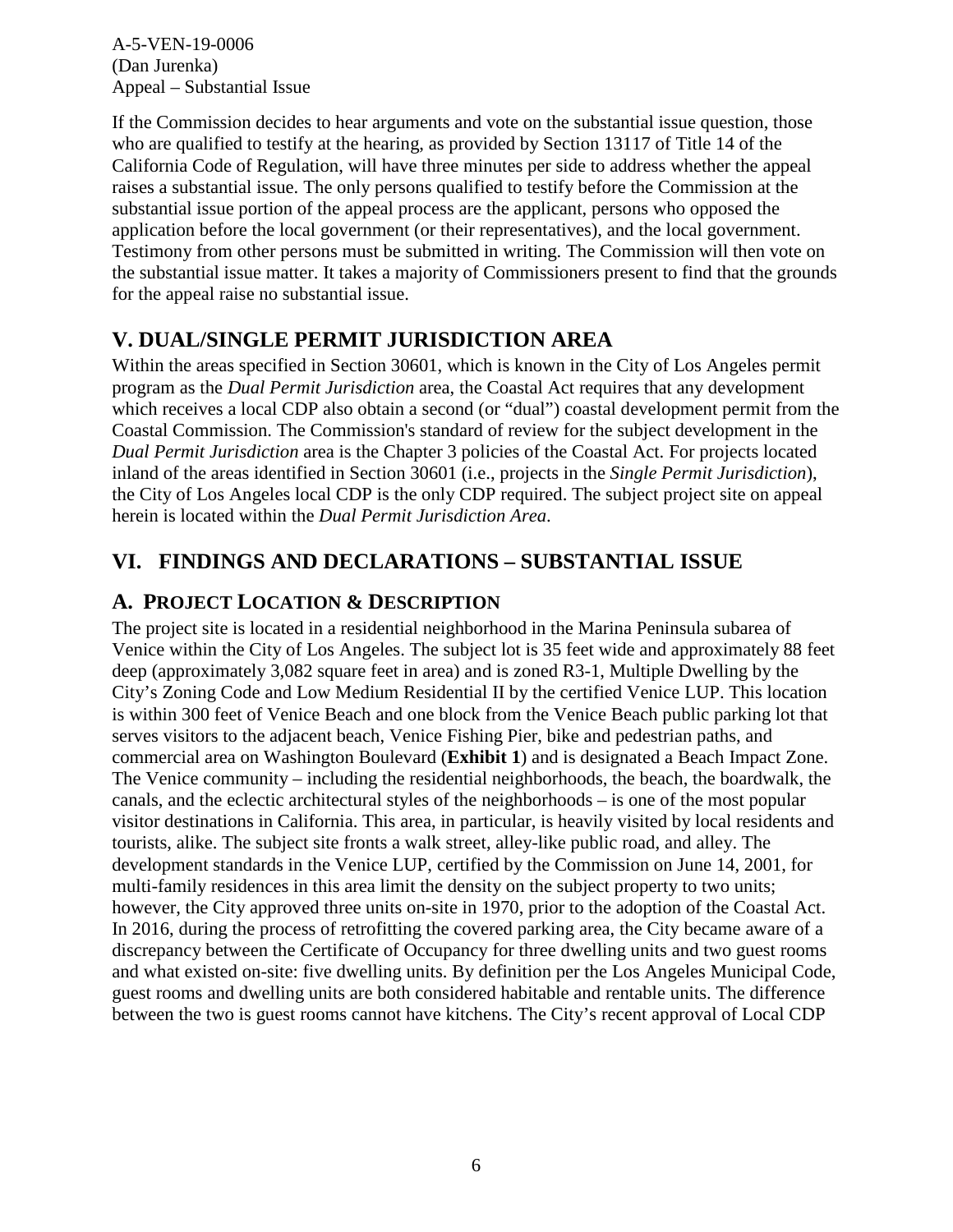If the Commission decides to hear arguments and vote on the substantial issue question, those who are qualified to testify at the hearing, as provided by Section 13117 of Title 14 of the California Code of Regulation, will have three minutes per side to address whether the appeal raises a substantial issue. The only persons qualified to testify before the Commission at the substantial issue portion of the appeal process are the applicant, persons who opposed the application before the local government (or their representatives), and the local government. Testimony from other persons must be submitted in writing. The Commission will then vote on the substantial issue matter. It takes a majority of Commissioners present to find that the grounds for the appeal raise no substantial issue.

## V. DUAL/SINGLE PERMIT JURISDICTION AREA

Within the areas specified in Section 30601, which is known in the City of Los Angeles permit program as the *Dual Permit Jurisdiction* area, the Coastal Act requires that any development which receives a local CDP also obtain a second (or "dual") coastal development permit from the Coastal Commission. The Commission's standard of review for the subject development in the *Dual Permit Jurisdiction* area is the Chapter 3 policies of the Coastal Act. For projects located inland of the areas identified in Section 30601 (i.e., projects in the *Single Permit Jurisdiction*), the City of Los Angeles local CDP is the only CDP required. The subject project site on appeal herein is located within the *Dual Permit Jurisdiction Area*.

## VI. FINDINGS AND DECLARATIONS – SUBSTANTIAL ISSUE

### A. PROJECT LOCATION & DESCRIPTION

The project site is located in a residential neighborhood in the Marina Peninsula subarea of Venice within the City of Los Angeles. The subject lot is 35 feet wide and approximately 88 feet deep (approximately 3,082 square feet in area) and is zoned R3-1, Multiple Dwelling by the City's Zoning Code and Low Medium Residential II by the certified Venice LUP. This location is within 300 feet of Venice Beach and one block from the Venice Beach public parking lot that serves visitors to the adjacent beach, Venice Fishing Pier, bike and pedestrian paths, and commercial area on Washington Boulevard (**Exhibit 1**) and is designated a Beach Impact Zone. The Venice community – including the residential neighborhoods, the beach, the boardwalk, the canals, and the eclectic architectural styles of the neighborhoods – is one of the most popular visitor destinations in California. This area, in particular, is heavily visited by local residents and tourists, alike. The subject site fronts a walk street, alley-like public road, and alley. The development standards in the Venice LUP, certified by the Commission on June 14, 2001, for multi-family residences in this area limit the density on the subject property to two units; however, the City approved three units on-site in 1970, prior to the adoption of the Coastal Act. In 2016, during the process of retrofitting the covered parking area, the City became aware of a discrepancy between the Certificate of Occupancy for three dwelling units and two guest rooms and what existed on-site: five dwelling units. By definition per the Los Angeles Municipal Code, guest rooms and dwelling units are both considered habitable and rentable units. The difference between the two is guest rooms cannot have kitchens. The City's recent approval of Local CDP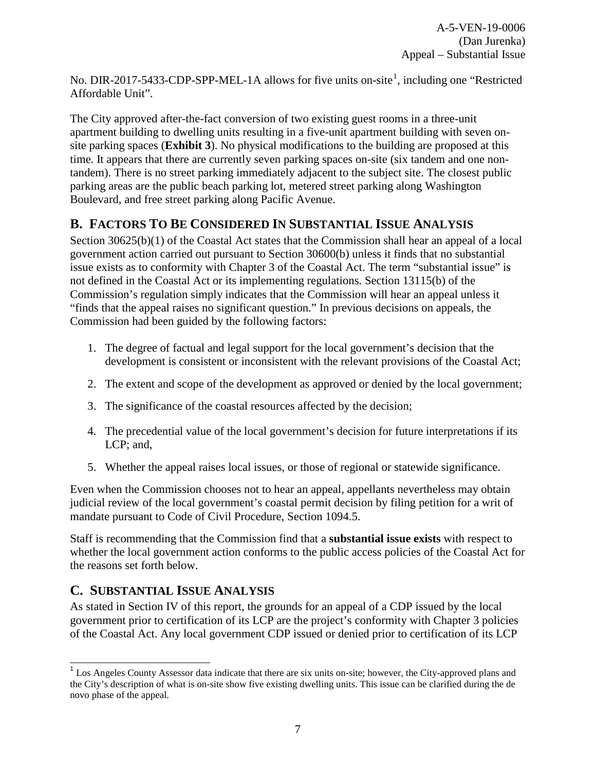No. DIR-2017-5433-CDP-SPP-MEL-1A allows for five units on-site[1], including one "Restricted Affordable Unit".

The City approved after-the-fact conversion of two existing guest rooms in a three-unit apartment building to dwelling units resulting in a five-unit apartment building with seven on-site parking spaces (**Exhibit 3**). No physical modifications to the building are proposed at this time. It appears that there are currently seven parking spaces on-site (six tandem and one non-tandem). There is no street parking immediately adjacent to the subject site. The closest public parking areas are the public beach parking lot, metered street parking along Washington Boulevard, and free street parking along Pacific Avenue.

## B. Factors To Be Considered In Substantial Issue Analysis

Section 30625(b)(1) of the Coastal Act states that the Commission shall hear an appeal of a local government action carried out pursuant to Section 30600(b) unless it finds that no substantial issue exists as to conformity with Chapter 3 of the Coastal Act. The term "substantial issue" is not defined in the Coastal Act or its implementing regulations. Section 13115(b) of the Commission's regulation simply indicates that the Commission will hear an appeal unless it "finds that the appeal raises no significant question." In previous decisions on appeals, the Commission had been guided by the following factors:

1. The degree of factual and legal support for the local government's decision that the development is consistent or inconsistent with the relevant provisions of the Coastal Act;
2. The extent and scope of the development as approved or denied by the local government;
3. The significance of the coastal resources affected by the decision;
4. The precedential value of the local government's decision for future interpretations if its LCP; and,
5. Whether the appeal raises local issues, or those of regional or statewide significance.

Even when the Commission chooses not to hear an appeal, appellants nevertheless may obtain judicial review of the local government's coastal permit decision by filing petition for a writ of mandate pursuant to Code of Civil Procedure, Section 1094.5.

Staff is recommending that the Commission find that a **substantial issue exists** with respect to whether the local government action conforms to the public access policies of the Coastal Act for the reasons set forth below.

## C. Substantial Issue Analysis

As stated in Section IV of this report, the grounds for an appeal of a CDP issued by the local government prior to certification of its LCP are the project's conformity with Chapter 3 policies of the Coastal Act. Any local government CDP issued or denied prior to certification of its LCP

[1] Los Angeles County Assessor data indicate that there are six units on-site; however, the City-approved plans and the City's description of what is on-site show five existing dwelling units. This issue can be clarified during the de novo phase of the appeal.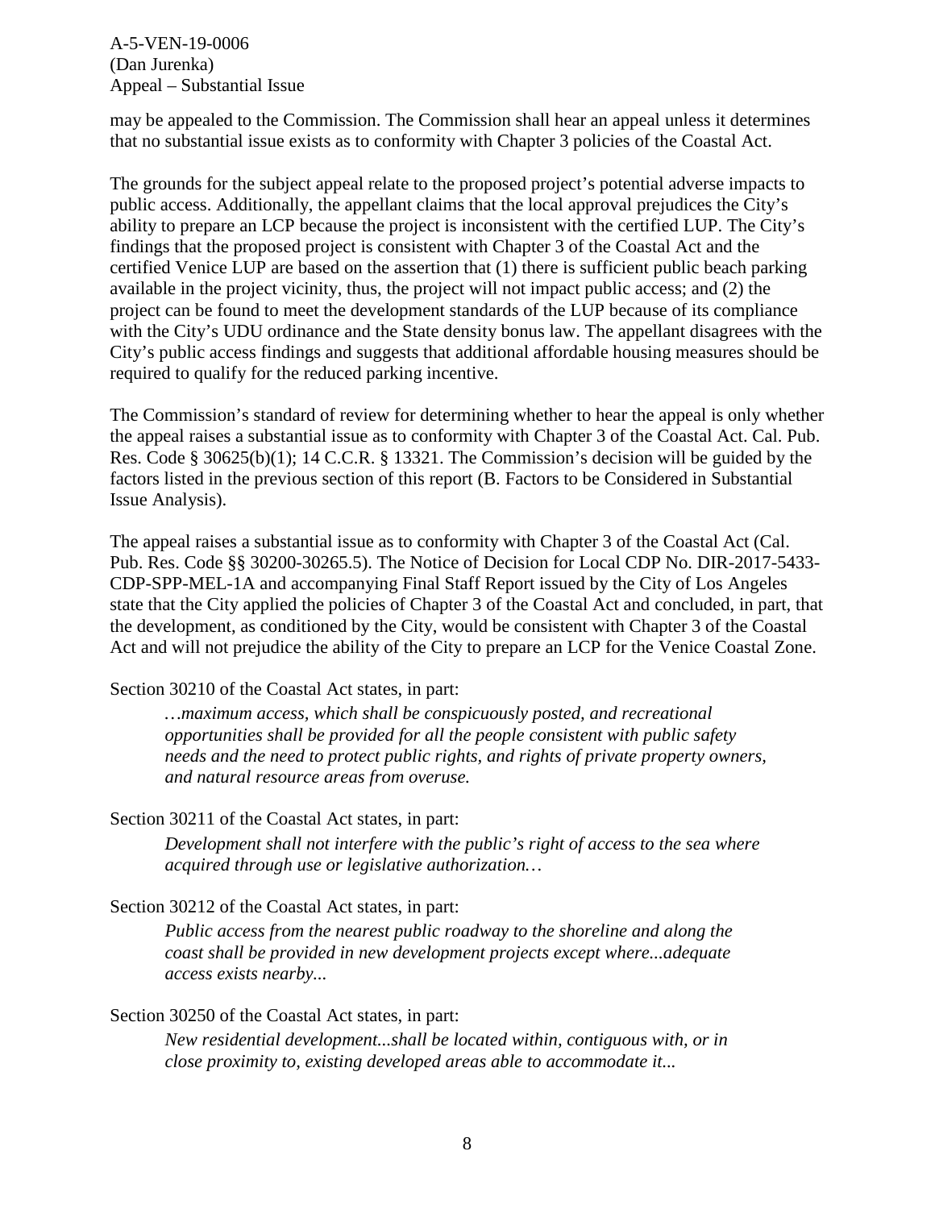may be appealed to the Commission. The Commission shall hear an appeal unless it determines that no substantial issue exists as to conformity with Chapter 3 policies of the Coastal Act.

The grounds for the subject appeal relate to the proposed project's potential adverse impacts to public access. Additionally, the appellant claims that the local approval prejudices the City's ability to prepare an LCP because the project is inconsistent with the certified LUP. The City's findings that the proposed project is consistent with Chapter 3 of the Coastal Act and the certified Venice LUP are based on the assertion that (1) there is sufficient public beach parking available in the project vicinity, thus, the project will not impact public access; and (2) the project can be found to meet the development standards of the LUP because of its compliance with the City's UDU ordinance and the State density bonus law. The appellant disagrees with the City's public access findings and suggests that additional affordable housing measures should be required to qualify for the reduced parking incentive.

The Commission's standard of review for determining whether to hear the appeal is only whether the appeal raises a substantial issue as to conformity with Chapter 3 of the Coastal Act. Cal. Pub. Res. Code § 30625(b)(1); 14 C.C.R. § 13321. The Commission's decision will be guided by the factors listed in the previous section of this report (B. Factors to be Considered in Substantial Issue Analysis).

The appeal raises a substantial issue as to conformity with Chapter 3 of the Coastal Act (Cal. Pub. Res. Code §§ 30200-30265.5). The Notice of Decision for Local CDP No. DIR-2017-5433-CDP-SPP-MEL-1A and accompanying Final Staff Report issued by the City of Los Angeles state that the City applied the policies of Chapter 3 of the Coastal Act and concluded, in part, that the development, as conditioned by the City, would be consistent with Chapter 3 of the Coastal Act and will not prejudice the ability of the City to prepare an LCP for the Venice Coastal Zone.

Section 30210 of the Coastal Act states, in part:

> *…maximum access, which shall be conspicuously posted, and recreational opportunities shall be provided for all the people consistent with public safety needs and the need to protect public rights, and rights of private property owners, and natural resource areas from overuse.*

Section 30211 of the Coastal Act states, in part:

> *Development shall not interfere with the public's right of access to the sea where acquired through use or legislative authorization…*

Section 30212 of the Coastal Act states, in part:

> *Public access from the nearest public roadway to the shoreline and along the coast shall be provided in new development projects except where...adequate access exists nearby...*

Section 30250 of the Coastal Act states, in part:

> *New residential development...shall be located within, contiguous with, or in close proximity to, existing developed areas able to accommodate it...*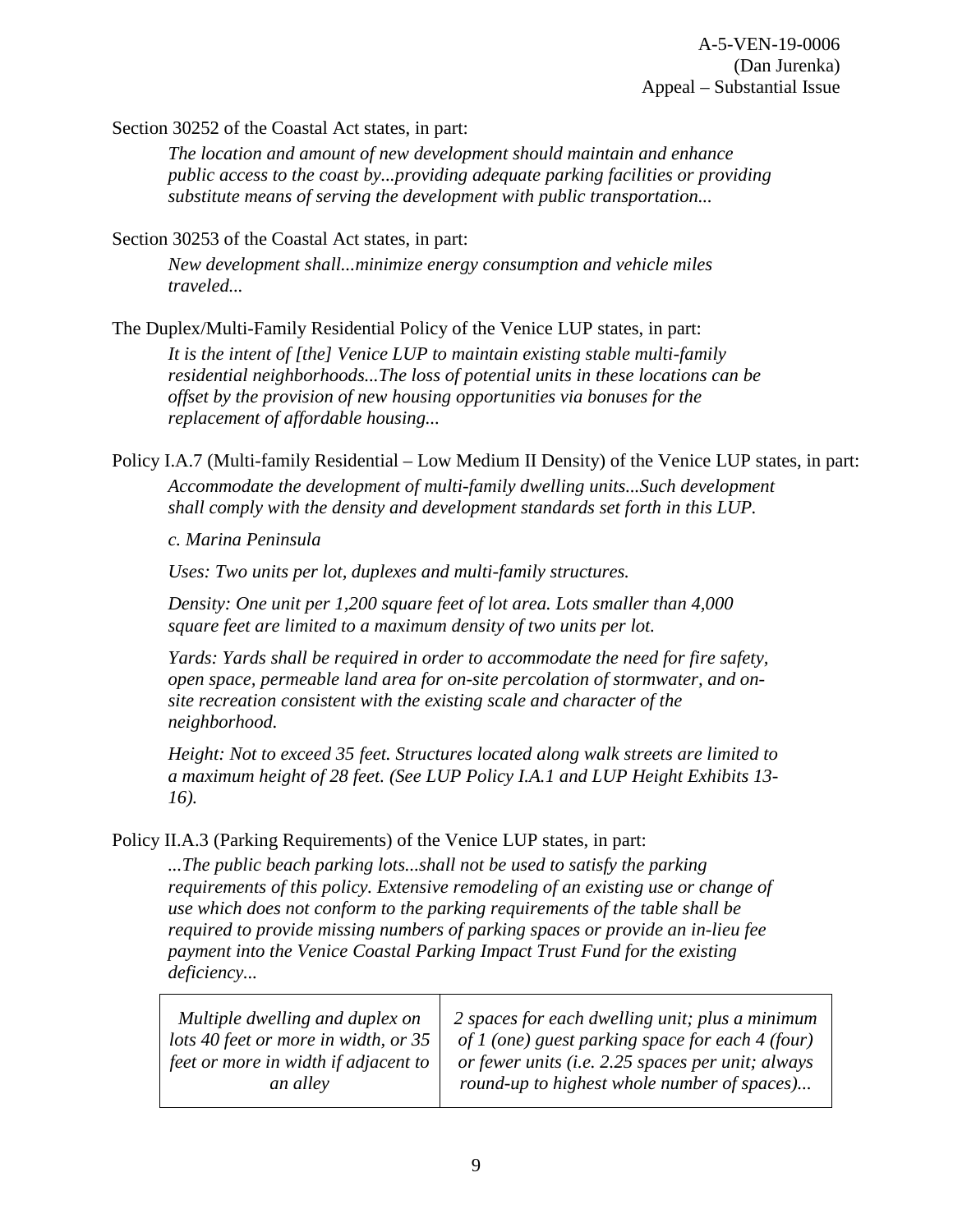Section 30252 of the Coastal Act states, in part:

> *The location and amount of new development should maintain and enhance public access to the coast by...providing adequate parking facilities or providing substitute means of serving the development with public transportation...*

Section 30253 of the Coastal Act states, in part:

> *New development shall...minimize energy consumption and vehicle miles traveled...*

The Duplex/Multi-Family Residential Policy of the Venice LUP states, in part:

> *It is the intent of [the] Venice LUP to maintain existing stable multi-family residential neighborhoods...The loss of potential units in these locations can be offset by the provision of new housing opportunities via bonuses for the replacement of affordable housing...*

Policy I.A.7 (Multi-family Residential – Low Medium II Density) of the Venice LUP states, in part:

> *Accommodate the development of multi-family dwelling units...Such development shall comply with the density and development standards set forth in this LUP.*
>
> *c. Marina Peninsula*
>
> *Uses: Two units per lot, duplexes and multi-family structures.*
>
> *Density: One unit per 1,200 square feet of lot area. Lots smaller than 4,000 square feet are limited to a maximum density of two units per lot.*
>
> *Yards: Yards shall be required in order to accommodate the need for fire safety, open space, permeable land area for on-site percolation of stormwater, and on-site recreation consistent with the existing scale and character of the neighborhood.*
>
> *Height: Not to exceed 35 feet. Structures located along walk streets are limited to a maximum height of 28 feet. (See LUP Policy I.A.1 and LUP Height Exhibits 13-16).*

Policy II.A.3 (Parking Requirements) of the Venice LUP states, in part:

> *...The public beach parking lots...shall not be used to satisfy the parking requirements of this policy. Extensive remodeling of an existing use or change of use which does not conform to the parking requirements of the table shall be required to provide missing numbers of parking spaces or provide an in-lieu fee payment into the Venice Coastal Parking Impact Trust Fund for the existing deficiency...*

| | |
|---|---|
| *Multiple dwelling and duplex on lots 40 feet or more in width, or 35 feet or more in width if adjacent to an alley* | *2 spaces for each dwelling unit; plus a minimum of 1 (one) guest parking space for each 4 (four) or fewer units (i.e. 2.25 spaces per unit; always round-up to highest whole number of spaces)...* |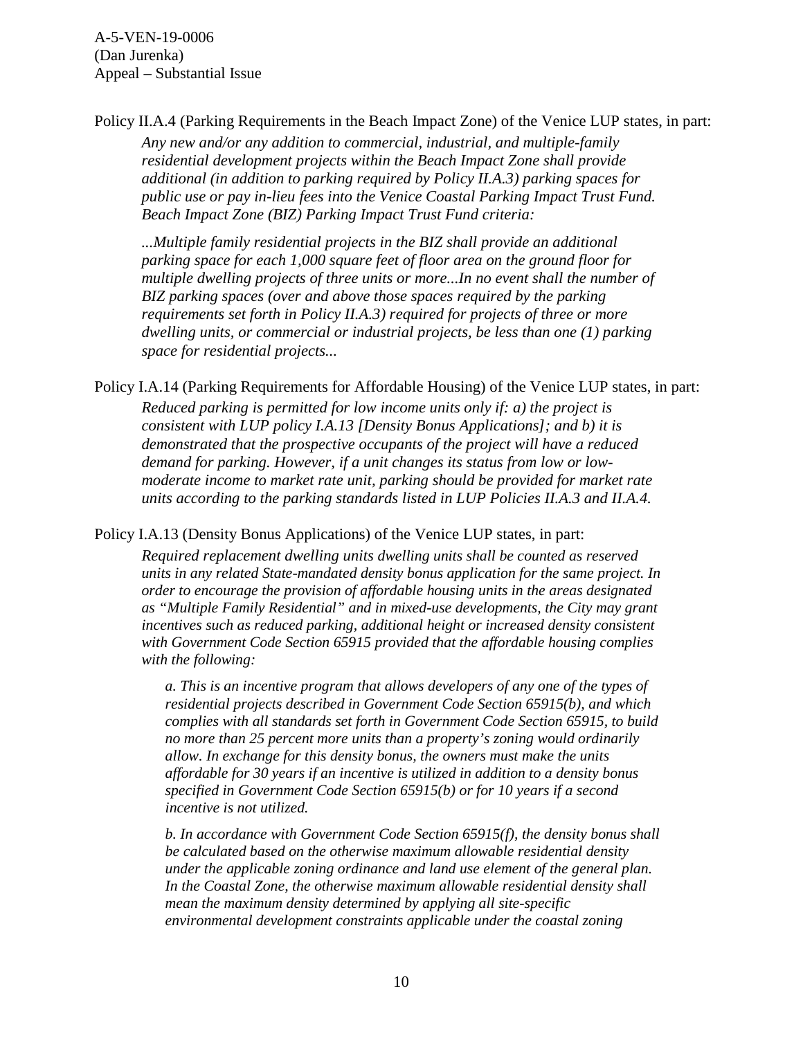Policy II.A.4 (Parking Requirements in the Beach Impact Zone) of the Venice LUP states, in part:

> *Any new and/or any addition to commercial, industrial, and multiple-family residential development projects within the Beach Impact Zone shall provide additional (in addition to parking required by Policy II.A.3) parking spaces for public use or pay in-lieu fees into the Venice Coastal Parking Impact Trust Fund. Beach Impact Zone (BIZ) Parking Impact Trust Fund criteria:*
>
> *...Multiple family residential projects in the BIZ shall provide an additional parking space for each 1,000 square feet of floor area on the ground floor for multiple dwelling projects of three units or more...In no event shall the number of BIZ parking spaces (over and above those spaces required by the parking requirements set forth in Policy II.A.3) required for projects of three or more dwelling units, or commercial or industrial projects, be less than one (1) parking space for residential projects...*

Policy I.A.14 (Parking Requirements for Affordable Housing) of the Venice LUP states, in part:

> *Reduced parking is permitted for low income units only if: a) the project is consistent with LUP policy I.A.13 [Density Bonus Applications]; and b) it is demonstrated that the prospective occupants of the project will have a reduced demand for parking. However, if a unit changes its status from low or low-moderate income to market rate unit, parking should be provided for market rate units according to the parking standards listed in LUP Policies II.A.3 and II.A.4.*

Policy I.A.13 (Density Bonus Applications) of the Venice LUP states, in part:

> *Required replacement dwelling units dwelling units shall be counted as reserved units in any related State-mandated density bonus application for the same project. In order to encourage the provision of affordable housing units in the areas designated as "Multiple Family Residential" and in mixed-use developments, the City may grant incentives such as reduced parking, additional height or increased density consistent with Government Code Section 65915 provided that the affordable housing complies with the following:*
>
> > *a. This is an incentive program that allows developers of any one of the types of residential projects described in Government Code Section 65915(b), and which complies with all standards set forth in Government Code Section 65915, to build no more than 25 percent more units than a property's zoning would ordinarily allow. In exchange for this density bonus, the owners must make the units affordable for 30 years if an incentive is utilized in addition to a density bonus specified in Government Code Section 65915(b) or for 10 years if a second incentive is not utilized.*
> >
> > *b. In accordance with Government Code Section 65915(f), the density bonus shall be calculated based on the otherwise maximum allowable residential density under the applicable zoning ordinance and land use element of the general plan. In the Coastal Zone, the otherwise maximum allowable residential density shall mean the maximum density determined by applying all site-specific environmental development constraints applicable under the coastal zoning*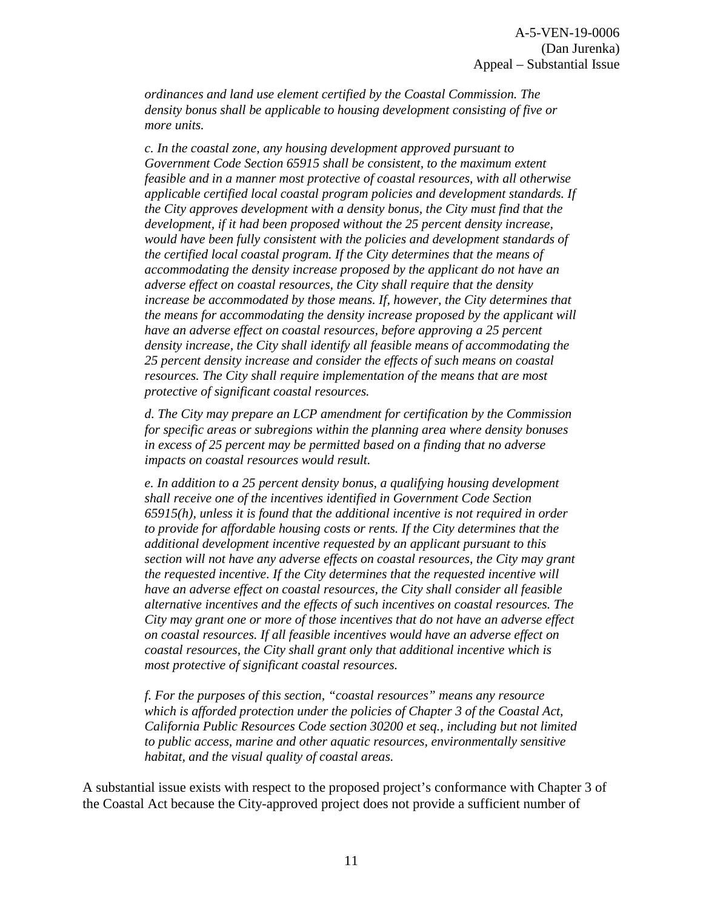*ordinances and land use element certified by the Coastal Commission. The density bonus shall be applicable to housing development consisting of five or more units.*

*c. In the coastal zone, any housing development approved pursuant to Government Code Section 65915 shall be consistent, to the maximum extent feasible and in a manner most protective of coastal resources, with all otherwise applicable certified local coastal program policies and development standards. If the City approves development with a density bonus, the City must find that the development, if it had been proposed without the 25 percent density increase, would have been fully consistent with the policies and development standards of the certified local coastal program. If the City determines that the means of accommodating the density increase proposed by the applicant do not have an adverse effect on coastal resources, the City shall require that the density increase be accommodated by those means. If, however, the City determines that the means for accommodating the density increase proposed by the applicant will have an adverse effect on coastal resources, before approving a 25 percent density increase, the City shall identify all feasible means of accommodating the 25 percent density increase and consider the effects of such means on coastal resources. The City shall require implementation of the means that are most protective of significant coastal resources.*

*d. The City may prepare an LCP amendment for certification by the Commission for specific areas or subregions within the planning area where density bonuses in excess of 25 percent may be permitted based on a finding that no adverse impacts on coastal resources would result.*

*e. In addition to a 25 percent density bonus, a qualifying housing development shall receive one of the incentives identified in Government Code Section 65915(h), unless it is found that the additional incentive is not required in order to provide for affordable housing costs or rents. If the City determines that the additional development incentive requested by an applicant pursuant to this section will not have any adverse effects on coastal resources, the City may grant the requested incentive. If the City determines that the requested incentive will have an adverse effect on coastal resources, the City shall consider all feasible alternative incentives and the effects of such incentives on coastal resources. The City may grant one or more of those incentives that do not have an adverse effect on coastal resources. If all feasible incentives would have an adverse effect on coastal resources, the City shall grant only that additional incentive which is most protective of significant coastal resources.*

*f. For the purposes of this section, "coastal resources" means any resource which is afforded protection under the policies of Chapter 3 of the Coastal Act, California Public Resources Code section 30200 et seq., including but not limited to public access, marine and other aquatic resources, environmentally sensitive habitat, and the visual quality of coastal areas.*

A substantial issue exists with respect to the proposed project's conformance with Chapter 3 of the Coastal Act because the City-approved project does not provide a sufficient number of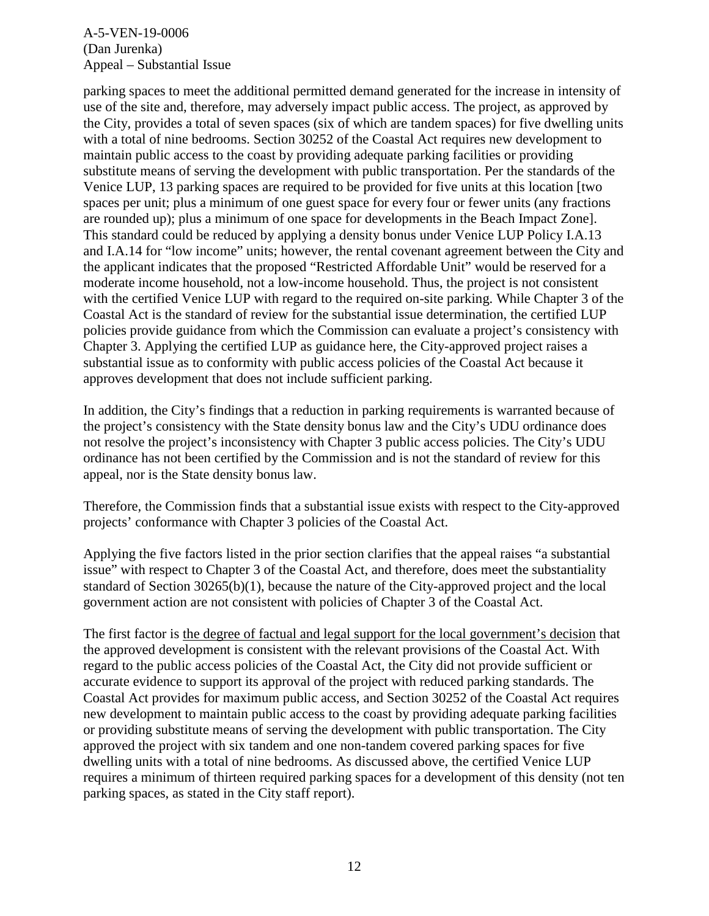parking spaces to meet the additional permitted demand generated for the increase in intensity of use of the site and, therefore, may adversely impact public access. The project, as approved by the City, provides a total of seven spaces (six of which are tandem spaces) for five dwelling units with a total of nine bedrooms. Section 30252 of the Coastal Act requires new development to maintain public access to the coast by providing adequate parking facilities or providing substitute means of serving the development with public transportation. Per the standards of the Venice LUP, 13 parking spaces are required to be provided for five units at this location [two spaces per unit; plus a minimum of one guest space for every four or fewer units (any fractions are rounded up); plus a minimum of one space for developments in the Beach Impact Zone]. This standard could be reduced by applying a density bonus under Venice LUP Policy I.A.13 and I.A.14 for "low income" units; however, the rental covenant agreement between the City and the applicant indicates that the proposed "Restricted Affordable Unit" would be reserved for a moderate income household, not a low-income household. Thus, the project is not consistent with the certified Venice LUP with regard to the required on-site parking. While Chapter 3 of the Coastal Act is the standard of review for the substantial issue determination, the certified LUP policies provide guidance from which the Commission can evaluate a project's consistency with Chapter 3. Applying the certified LUP as guidance here, the City-approved project raises a substantial issue as to conformity with public access policies of the Coastal Act because it approves development that does not include sufficient parking.

In addition, the City's findings that a reduction in parking requirements is warranted because of the project's consistency with the State density bonus law and the City's UDU ordinance does not resolve the project's inconsistency with Chapter 3 public access policies. The City's UDU ordinance has not been certified by the Commission and is not the standard of review for this appeal, nor is the State density bonus law.

Therefore, the Commission finds that a substantial issue exists with respect to the City-approved projects' conformance with Chapter 3 policies of the Coastal Act.

Applying the five factors listed in the prior section clarifies that the appeal raises "a substantial issue" with respect to Chapter 3 of the Coastal Act, and therefore, does meet the substantiality standard of Section 30265(b)(1), because the nature of the City-approved project and the local government action are not consistent with policies of Chapter 3 of the Coastal Act.

The first factor is <u>the degree of factual and legal support for the local government's decision</u> that the approved development is consistent with the relevant provisions of the Coastal Act. With regard to the public access policies of the Coastal Act, the City did not provide sufficient or accurate evidence to support its approval of the project with reduced parking standards. The Coastal Act provides for maximum public access, and Section 30252 of the Coastal Act requires new development to maintain public access to the coast by providing adequate parking facilities or providing substitute means of serving the development with public transportation. The City approved the project with six tandem and one non-tandem covered parking spaces for five dwelling units with a total of nine bedrooms. As discussed above, the certified Venice LUP requires a minimum of thirteen required parking spaces for a development of this density (not ten parking spaces, as stated in the City staff report).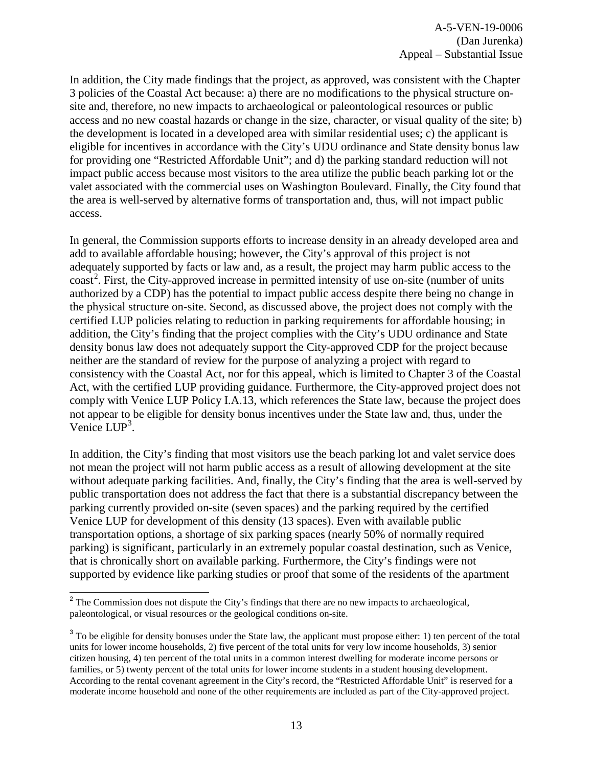In addition, the City made findings that the project, as approved, was consistent with the Chapter 3 policies of the Coastal Act because: a) there are no modifications to the physical structure on-site and, therefore, no new impacts to archaeological or paleontological resources or public access and no new coastal hazards or change in the size, character, or visual quality of the site; b) the development is located in a developed area with similar residential uses; c) the applicant is eligible for incentives in accordance with the City's UDU ordinance and State density bonus law for providing one "Restricted Affordable Unit"; and d) the parking standard reduction will not impact public access because most visitors to the area utilize the public beach parking lot or the valet associated with the commercial uses on Washington Boulevard. Finally, the City found that the area is well-served by alternative forms of transportation and, thus, will not impact public access.

In general, the Commission supports efforts to increase density in an already developed area and add to available affordable housing; however, the City's approval of this project is not adequately supported by facts or law and, as a result, the project may harm public access to the coast[2]. First, the City-approved increase in permitted intensity of use on-site (number of units authorized by a CDP) has the potential to impact public access despite there being no change in the physical structure on-site. Second, as discussed above, the project does not comply with the certified LUP policies relating to reduction in parking requirements for affordable housing; in addition, the City's finding that the project complies with the City's UDU ordinance and State density bonus law does not adequately support the City-approved CDP for the project because neither are the standard of review for the purpose of analyzing a project with regard to consistency with the Coastal Act, nor for this appeal, which is limited to Chapter 3 of the Coastal Act, with the certified LUP providing guidance. Furthermore, the City-approved project does not comply with Venice LUP Policy I.A.13, which references the State law, because the project does not appear to be eligible for density bonus incentives under the State law and, thus, under the Venice LUP[3].

In addition, the City's finding that most visitors use the beach parking lot and valet service does not mean the project will not harm public access as a result of allowing development at the site without adequate parking facilities. And, finally, the City's finding that the area is well-served by public transportation does not address the fact that there is a substantial discrepancy between the parking currently provided on-site (seven spaces) and the parking required by the certified Venice LUP for development of this density (13 spaces). Even with available public transportation options, a shortage of six parking spaces (nearly 50% of normally required parking) is significant, particularly in an extremely popular coastal destination, such as Venice, that is chronically short on available parking. Furthermore, the City's findings were not supported by evidence like parking studies or proof that some of the residents of the apartment

---

[2] The Commission does not dispute the City's findings that there are no new impacts to archaeological, paleontological, or visual resources or the geological conditions on-site.

[3] To be eligible for density bonuses under the State law, the applicant must propose either: 1) ten percent of the total units for lower income households, 2) five percent of the total units for very low income households, 3) senior citizen housing, 4) ten percent of the total units in a common interest dwelling for moderate income persons or families, or 5) twenty percent of the total units for lower income students in a student housing development. According to the rental covenant agreement in the City's record, the "Restricted Affordable Unit" is reserved for a moderate income household and none of the other requirements are included as part of the City-approved project.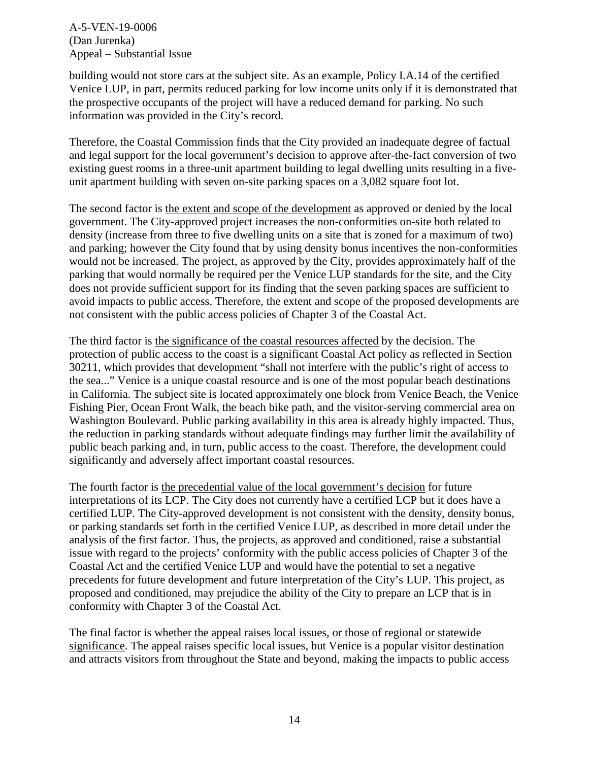building would not store cars at the subject site. As an example, Policy I.A.14 of the certified Venice LUP, in part, permits reduced parking for low income units only if it is demonstrated that the prospective occupants of the project will have a reduced demand for parking. No such information was provided in the City's record.

Therefore, the Coastal Commission finds that the City provided an inadequate degree of factual and legal support for the local government's decision to approve after-the-fact conversion of two existing guest rooms in a three-unit apartment building to legal dwelling units resulting in a five-unit apartment building with seven on-site parking spaces on a 3,082 square foot lot.

The second factor is <u>the extent and scope of the development</u> as approved or denied by the local government. The City-approved project increases the non-conformities on-site both related to density (increase from three to five dwelling units on a site that is zoned for a maximum of two) and parking; however the City found that by using density bonus incentives the non-conformities would not be increased. The project, as approved by the City, provides approximately half of the parking that would normally be required per the Venice LUP standards for the site, and the City does not provide sufficient support for its finding that the seven parking spaces are sufficient to avoid impacts to public access. Therefore, the extent and scope of the proposed developments are not consistent with the public access policies of Chapter 3 of the Coastal Act.

The third factor is <u>the significance of the coastal resources affected</u> by the decision. The protection of public access to the coast is a significant Coastal Act policy as reflected in Section 30211, which provides that development "shall not interfere with the public's right of access to the sea..." Venice is a unique coastal resource and is one of the most popular beach destinations in California. The subject site is located approximately one block from Venice Beach, the Venice Fishing Pier, Ocean Front Walk, the beach bike path, and the visitor-serving commercial area on Washington Boulevard. Public parking availability in this area is already highly impacted. Thus, the reduction in parking standards without adequate findings may further limit the availability of public beach parking and, in turn, public access to the coast. Therefore, the development could significantly and adversely affect important coastal resources.

The fourth factor is <u>the precedential value of the local government's decision</u> for future interpretations of its LCP. The City does not currently have a certified LCP but it does have a certified LUP. The City-approved development is not consistent with the density, density bonus, or parking standards set forth in the certified Venice LUP, as described in more detail under the analysis of the first factor. Thus, the projects, as approved and conditioned, raise a substantial issue with regard to the projects' conformity with the public access policies of Chapter 3 of the Coastal Act and the certified Venice LUP and would have the potential to set a negative precedents for future development and future interpretation of the City's LUP. This project, as proposed and conditioned, may prejudice the ability of the City to prepare an LCP that is in conformity with Chapter 3 of the Coastal Act.

The final factor is <u>whether the appeal raises local issues, or those of regional or statewide significance</u>. The appeal raises specific local issues, but Venice is a popular visitor destination and attracts visitors from throughout the State and beyond, making the impacts to public access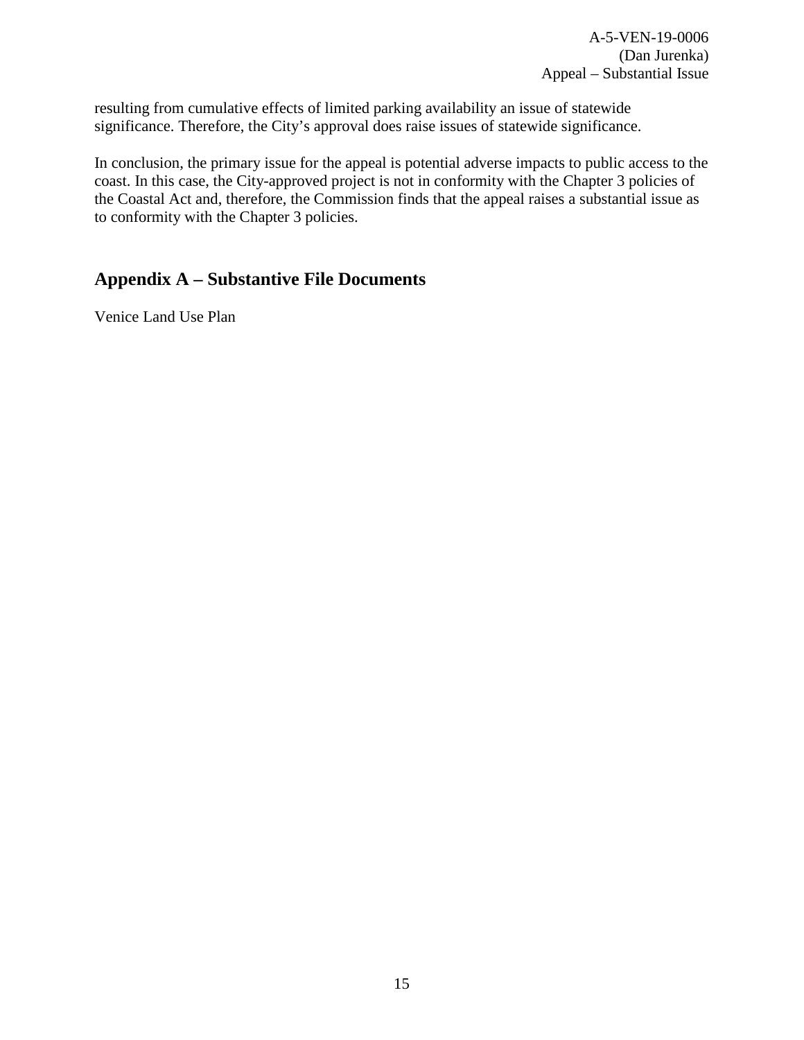resulting from cumulative effects of limited parking availability an issue of statewide significance. Therefore, the City's approval does raise issues of statewide significance.

In conclusion, the primary issue for the appeal is potential adverse impacts to public access to the coast. In this case, the City-approved project is not in conformity with the Chapter 3 policies of the Coastal Act and, therefore, the Commission finds that the appeal raises a substantial issue as to conformity with the Chapter 3 policies.

## Appendix A – Substantive File Documents

Venice Land Use Plan